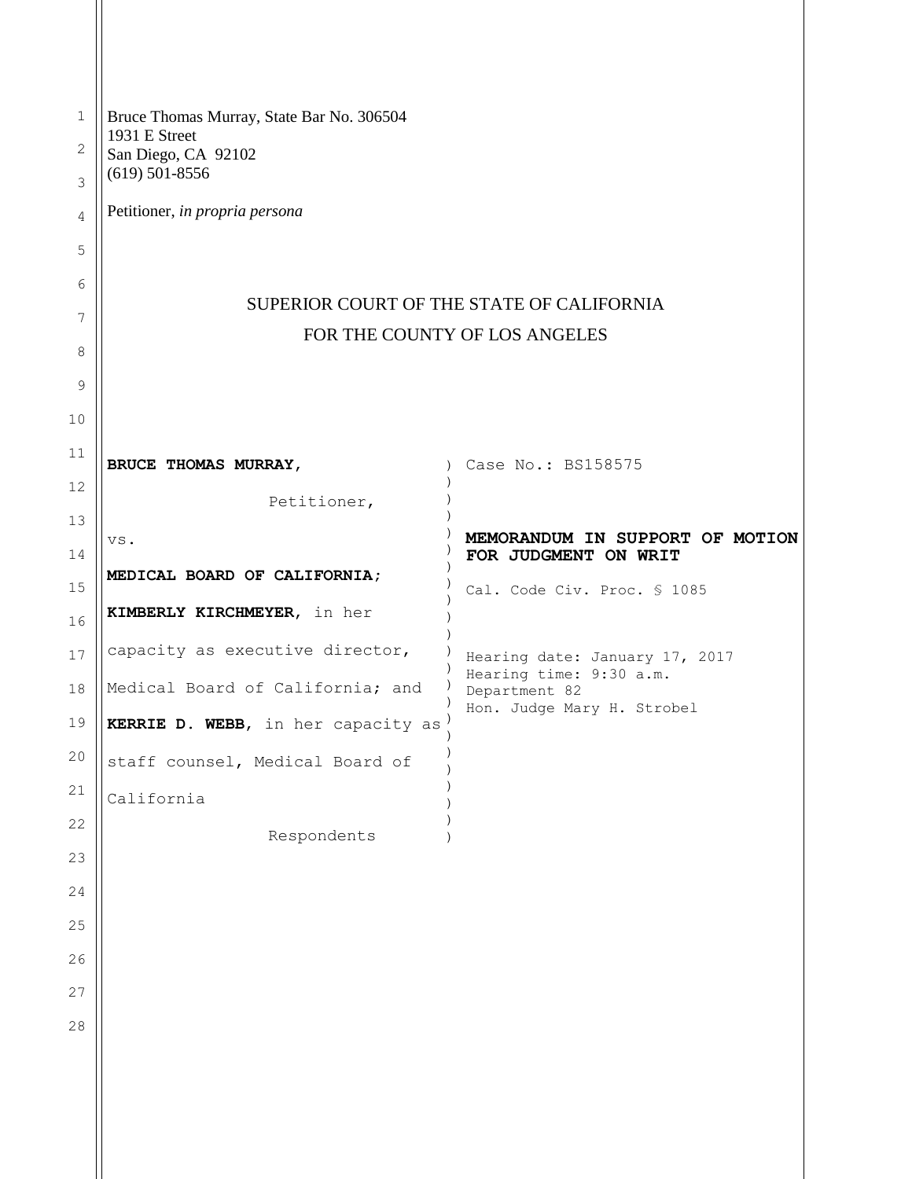Bruce Thomas Murray, State Bar No. 306504
1931 E Street
San Diego, CA 92102
(619) 501-8556

Petitioner, *in propria persona*

SUPERIOR COURT OF THE STATE OF CALIFORNIA

FOR THE COUNTY OF LOS ANGELES

| | |
|---|---|
| **BRUCE THOMAS MURRAY,**<br><br>Petitioner,<br><br>vs.<br><br>**MEDICAL BOARD OF CALIFORNIA; KIMBERLY KIRCHMEYER**, in her capacity as executive director, Medical Board of California; and **KERRIE D. WEBB**, in her capacity as staff counsel, Medical Board of California<br><br>Respondents | Case No.: BS158575<br><br>**MEMORANDUM IN SUPPORT OF MOTION FOR JUDGMENT ON WRIT**<br><br>Cal. Code Civ. Proc. § 1085<br><br>Hearing date: January 17, 2017<br>Hearing time: 9:30 a.m.<br>Department 82<br>Hon. Judge Mary H. Strobel |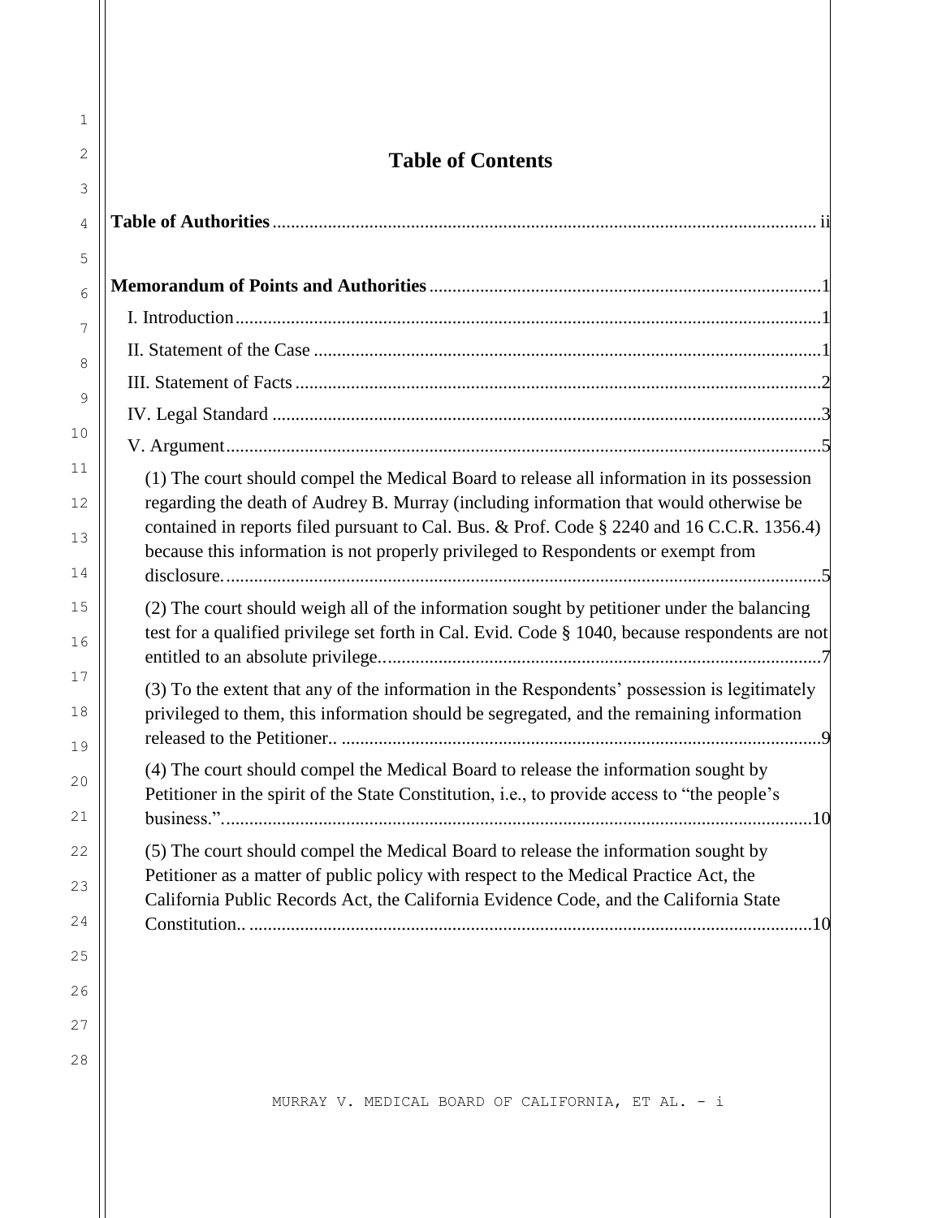## Table of Contents

**Table of Authorities** ..................................................................................................... ii

**Memorandum of Points and Authorities** ....................................................................................1

I. Introduction..............................................................................................................................1

II. Statement of the Case .............................................................................................................1

III. Statement of Facts .................................................................................................................2

IV. Legal Standard ......................................................................................................................3

V. Argument................................................................................................................................5

(1) The court should compel the Medical Board to release all information in its possession regarding the death of Audrey B. Murray (including information that would otherwise be contained in reports filed pursuant to Cal. Bus. & Prof. Code § 2240 and 16 C.C.R. 1356.4) because this information is not properly privileged to Respondents or exempt from disclosure. ................................................................................................................................5

(2) The court should weigh all of the information sought by petitioner under the balancing test for a qualified privilege set forth in Cal. Evid. Code § 1040, because respondents are not entitled to an absolute privilege...............................................................................................7

(3) To the extent that any of the information in the Respondents' possession is legitimately privileged to them, this information should be segregated, and the remaining information released to the Petitioner.. .......................................................................................................9

(4) The court should compel the Medical Board to release the information sought by Petitioner in the spirit of the State Constitution, i.e., to provide access to "the people's business."..............................................................................................................................10

(5) The court should compel the Medical Board to release the information sought by Petitioner as a matter of public policy with respect to the Medical Practice Act, the California Public Records Act, the California Evidence Code, and the California State Constitution.. .........................................................................................................................10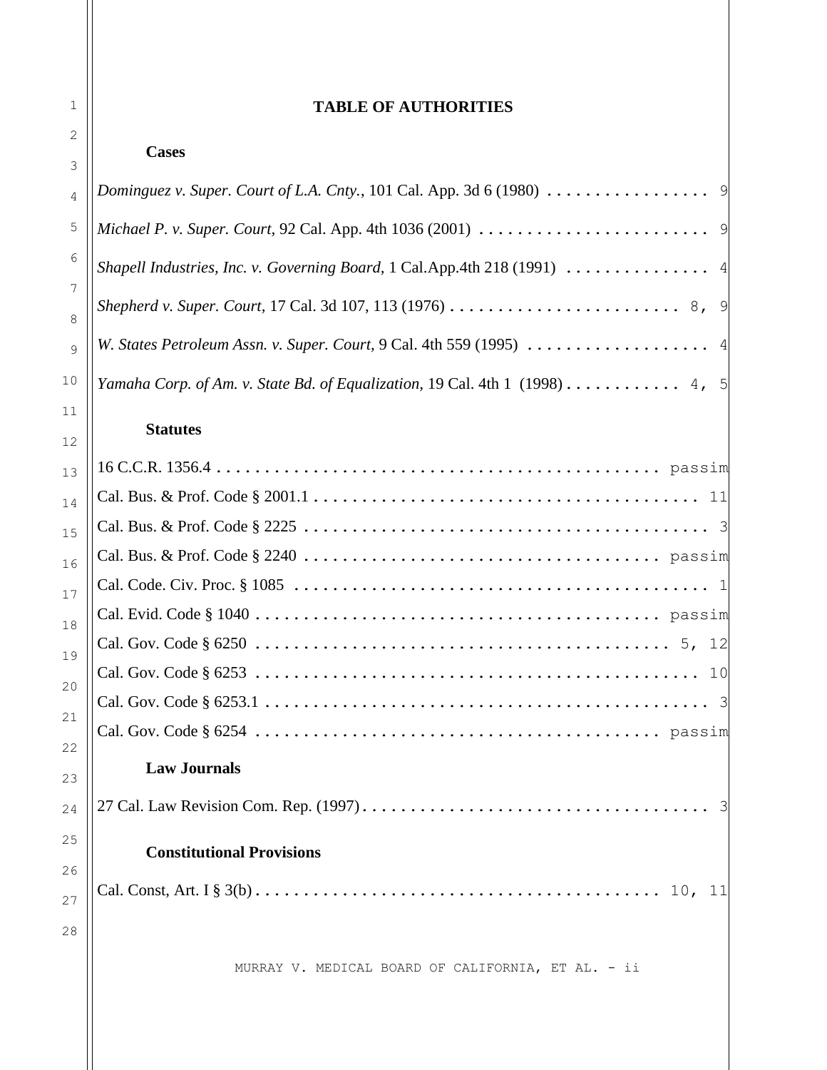# TABLE OF AUTHORITIES

## Cases

*Dominguez v. Super. Court of L.A. Cnty.*, 101 Cal. App. 3d 6 (1980) . . . . . . . . . . . . . . . . . 9

*Michael P. v. Super. Court*, 92 Cal. App. 4th 1036 (2001) . . . . . . . . . . . . . . . . . . . . . . . . 9

*Shapell Industries, Inc. v. Governing Board*, 1 Cal.App.4th 218 (1991) . . . . . . . . . . . . . . . 4

*Shepherd v. Super. Court*, 17 Cal. 3d 107, 113 (1976) . . . . . . . . . . . . . . . . . . . . . . . . . 8, 9

*W. States Petroleum Assn. v. Super. Court*, 9 Cal. 4th 559 (1995) . . . . . . . . . . . . . . . . . . . 4

*Yamaha Corp. of Am. v. State Bd. of Equalization*, 19 Cal. 4th 1 (1998) . . . . . . . . . . . . 4, 5

## Statutes

16 C.C.R. 1356.4 . . . . . . . . . . . . . . . . . . . . . . . . . . . . . . . . . . . . . . . . . . . . . . passim

Cal. Bus. & Prof. Code § 2001.1 . . . . . . . . . . . . . . . . . . . . . . . . . . . . . . . . . . . . . . . 11

Cal. Bus. & Prof. Code § 2225 . . . . . . . . . . . . . . . . . . . . . . . . . . . . . . . . . . . . . . . . . 3

Cal. Bus. & Prof. Code § 2240 . . . . . . . . . . . . . . . . . . . . . . . . . . . . . . . . . . . . passim

Cal. Code. Civ. Proc. § 1085 . . . . . . . . . . . . . . . . . . . . . . . . . . . . . . . . . . . . . . . . . . 1

Cal. Evid. Code § 1040 . . . . . . . . . . . . . . . . . . . . . . . . . . . . . . . . . . . . . . . . . . passim

Cal. Gov. Code § 6250 . . . . . . . . . . . . . . . . . . . . . . . . . . . . . . . . . . . . . . . . . . . 5, 12

Cal. Gov. Code § 6253 . . . . . . . . . . . . . . . . . . . . . . . . . . . . . . . . . . . . . . . . . . . . . 10

Cal. Gov. Code § 6253.1 . . . . . . . . . . . . . . . . . . . . . . . . . . . . . . . . . . . . . . . . . . . . . 3

Cal. Gov. Code § 6254 . . . . . . . . . . . . . . . . . . . . . . . . . . . . . . . . . . . . . . . . . . passim

## Law Journals

27 Cal. Law Revision Com. Rep. (1997) . . . . . . . . . . . . . . . . . . . . . . . . . . . . . . . . . . . 3

## Constitutional Provisions

Cal. Const, Art. I § 3(b) . . . . . . . . . . . . . . . . . . . . . . . . . . . . . . . . . . . . . . . . . . 10, 11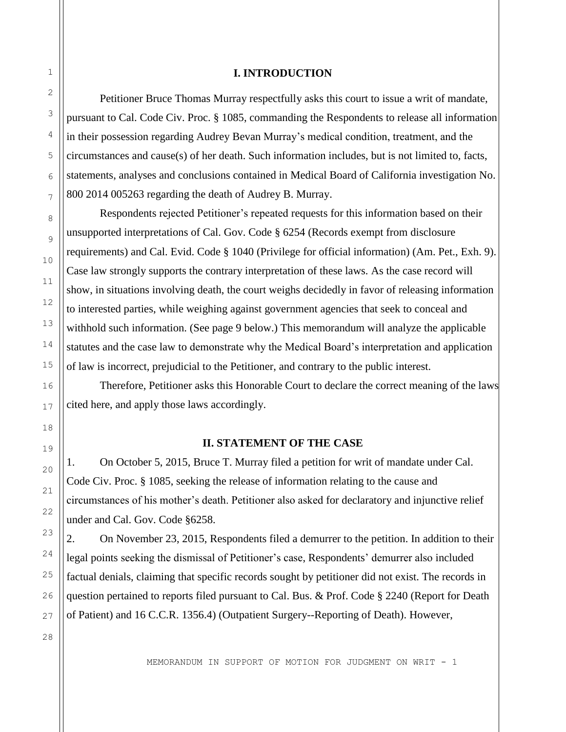## I. INTRODUCTION

Petitioner Bruce Thomas Murray respectfully asks this court to issue a writ of mandate, pursuant to Cal. Code Civ. Proc. § 1085, commanding the Respondents to release all information in their possession regarding Audrey Bevan Murray's medical condition, treatment, and the circumstances and cause(s) of her death. Such information includes, but is not limited to, facts, statements, analyses and conclusions contained in Medical Board of California investigation No. 800 2014 005263 regarding the death of Audrey B. Murray.

Respondents rejected Petitioner's repeated requests for this information based on their unsupported interpretations of Cal. Gov. Code § 6254 (Records exempt from disclosure requirements) and Cal. Evid. Code § 1040 (Privilege for official information) (Am. Pet., Exh. 9). Case law strongly supports the contrary interpretation of these laws. As the case record will show, in situations involving death, the court weighs decidedly in favor of releasing information to interested parties, while weighing against government agencies that seek to conceal and withhold such information. (See page 9 below.) This memorandum will analyze the applicable statutes and the case law to demonstrate why the Medical Board's interpretation and application of law is incorrect, prejudicial to the Petitioner, and contrary to the public interest.

Therefore, Petitioner asks this Honorable Court to declare the correct meaning of the laws cited here, and apply those laws accordingly.

## II. STATEMENT OF THE CASE

1. On October 5, 2015, Bruce T. Murray filed a petition for writ of mandate under Cal. Code Civ. Proc. § 1085, seeking the release of information relating to the cause and circumstances of his mother's death. Petitioner also asked for declaratory and injunctive relief under and Cal. Gov. Code §6258.

2. On November 23, 2015, Respondents filed a demurrer to the petition. In addition to their legal points seeking the dismissal of Petitioner's case, Respondents' demurrer also included factual denials, claiming that specific records sought by petitioner did not exist. The records in question pertained to reports filed pursuant to Cal. Bus. & Prof. Code § 2240 (Report for Death of Patient) and 16 C.C.R. 1356.4) (Outpatient Surgery--Reporting of Death). However,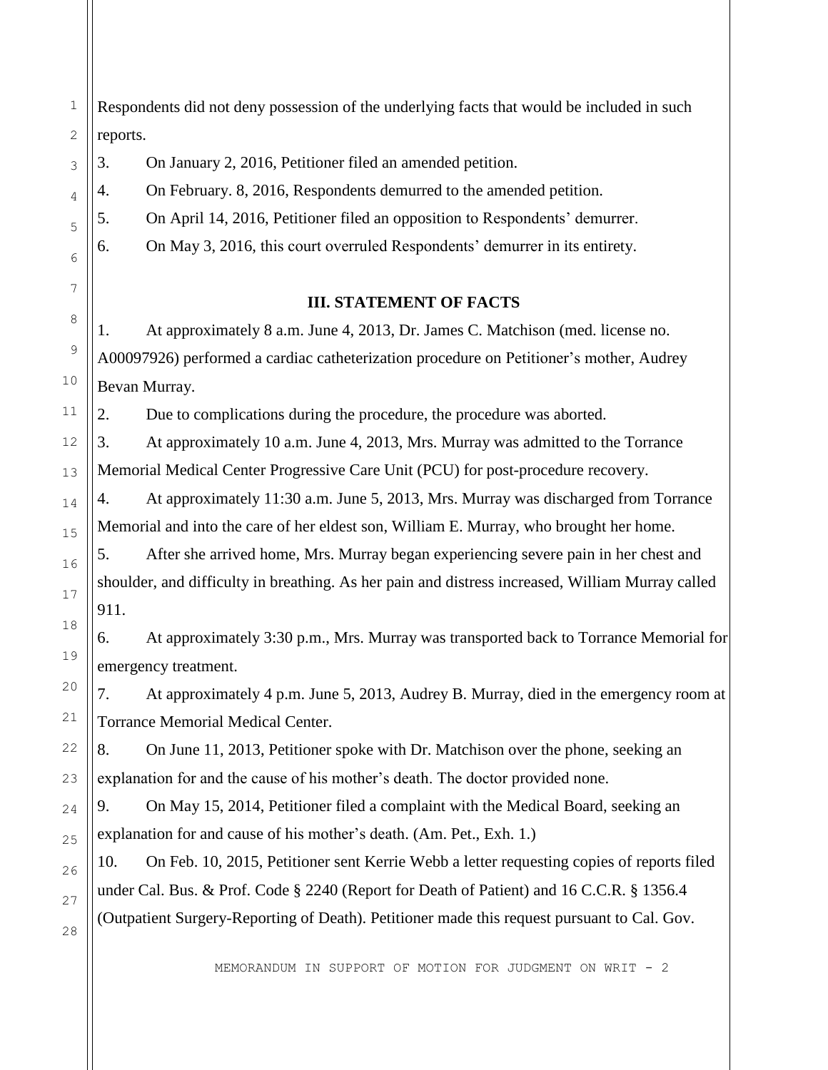Respondents did not deny possession of the underlying facts that would be included in such reports.

3. On January 2, 2016, Petitioner filed an amended petition.

4. On February. 8, 2016, Respondents demurred to the amended petition.

5. On April 14, 2016, Petitioner filed an opposition to Respondents' demurrer.

6. On May 3, 2016, this court overruled Respondents' demurrer in its entirety.

## III. STATEMENT OF FACTS

1. At approximately 8 a.m. June 4, 2013, Dr. James C. Matchison (med. license no. A00097926) performed a cardiac catheterization procedure on Petitioner's mother, Audrey Bevan Murray.

2. Due to complications during the procedure, the procedure was aborted.

3. At approximately 10 a.m. June 4, 2013, Mrs. Murray was admitted to the Torrance Memorial Medical Center Progressive Care Unit (PCU) for post-procedure recovery.

4. At approximately 11:30 a.m. June 5, 2013, Mrs. Murray was discharged from Torrance Memorial and into the care of her eldest son, William E. Murray, who brought her home.

5. After she arrived home, Mrs. Murray began experiencing severe pain in her chest and shoulder, and difficulty in breathing. As her pain and distress increased, William Murray called 911.

6. At approximately 3:30 p.m., Mrs. Murray was transported back to Torrance Memorial for emergency treatment.

7. At approximately 4 p.m. June 5, 2013, Audrey B. Murray, died in the emergency room at Torrance Memorial Medical Center.

8. On June 11, 2013, Petitioner spoke with Dr. Matchison over the phone, seeking an explanation for and the cause of his mother's death. The doctor provided none.

9. On May 15, 2014, Petitioner filed a complaint with the Medical Board, seeking an explanation for and cause of his mother's death. (Am. Pet., Exh. 1.)

10. On Feb. 10, 2015, Petitioner sent Kerrie Webb a letter requesting copies of reports filed under Cal. Bus. & Prof. Code § 2240 (Report for Death of Patient) and 16 C.C.R. § 1356.4 (Outpatient Surgery-Reporting of Death). Petitioner made this request pursuant to Cal. Gov.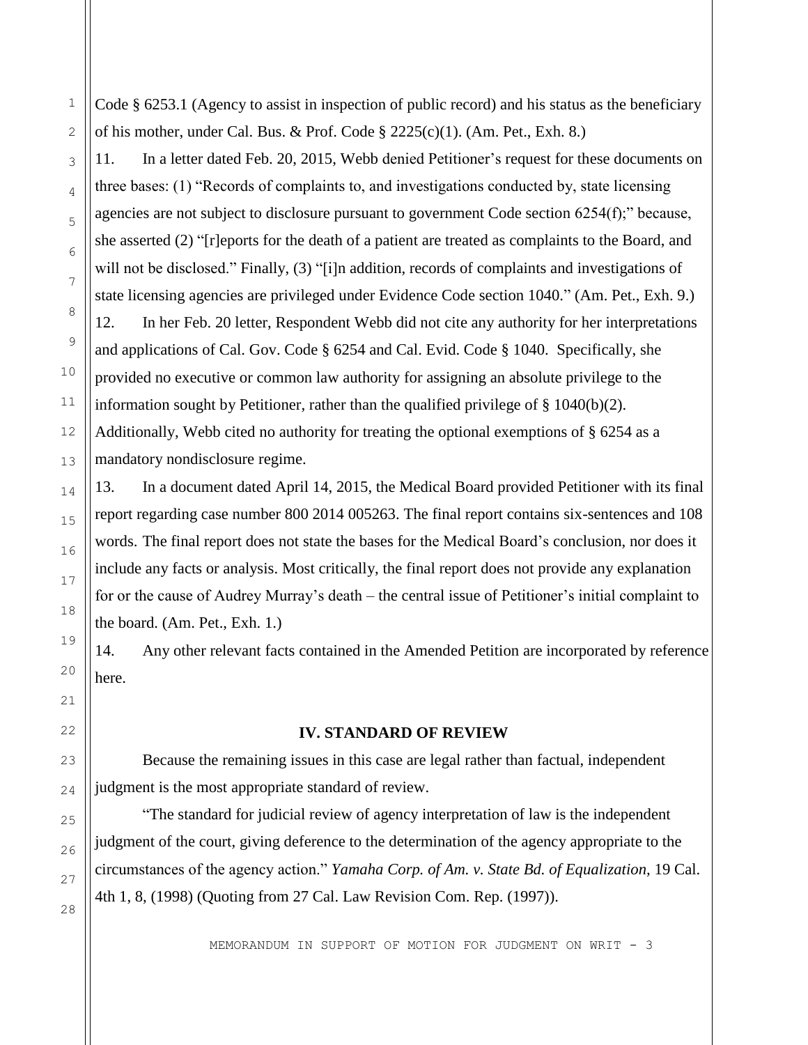Code § 6253.1 (Agency to assist in inspection of public record) and his status as the beneficiary of his mother, under Cal. Bus. & Prof. Code § 2225(c)(1). (Am. Pet., Exh. 8.)

11. In a letter dated Feb. 20, 2015, Webb denied Petitioner's request for these documents on three bases: (1) "Records of complaints to, and investigations conducted by, state licensing agencies are not subject to disclosure pursuant to government Code section 6254(f);" because, she asserted (2) "[r]eports for the death of a patient are treated as complaints to the Board, and will not be disclosed." Finally, (3) "[i]n addition, records of complaints and investigations of state licensing agencies are privileged under Evidence Code section 1040." (Am. Pet., Exh. 9.)

12. In her Feb. 20 letter, Respondent Webb did not cite any authority for her interpretations and applications of Cal. Gov. Code § 6254 and Cal. Evid. Code § 1040. Specifically, she provided no executive or common law authority for assigning an absolute privilege to the information sought by Petitioner, rather than the qualified privilege of § 1040(b)(2). Additionally, Webb cited no authority for treating the optional exemptions of § 6254 as a mandatory nondisclosure regime.

13. In a document dated April 14, 2015, the Medical Board provided Petitioner with its final report regarding case number 800 2014 005263. The final report contains six-sentences and 108 words. The final report does not state the bases for the Medical Board's conclusion, nor does it include any facts or analysis. Most critically, the final report does not provide any explanation for or the cause of Audrey Murray's death – the central issue of Petitioner's initial complaint to the board. (Am. Pet., Exh. 1.)

14. Any other relevant facts contained in the Amended Petition are incorporated by reference here.

## IV. STANDARD OF REVIEW

Because the remaining issues in this case are legal rather than factual, independent judgment is the most appropriate standard of review.

"The standard for judicial review of agency interpretation of law is the independent judgment of the court, giving deference to the determination of the agency appropriate to the circumstances of the agency action." *Yamaha Corp. of Am. v. State Bd. of Equalization*, 19 Cal. 4th 1, 8, (1998) (Quoting from 27 Cal. Law Revision Com. Rep. (1997)).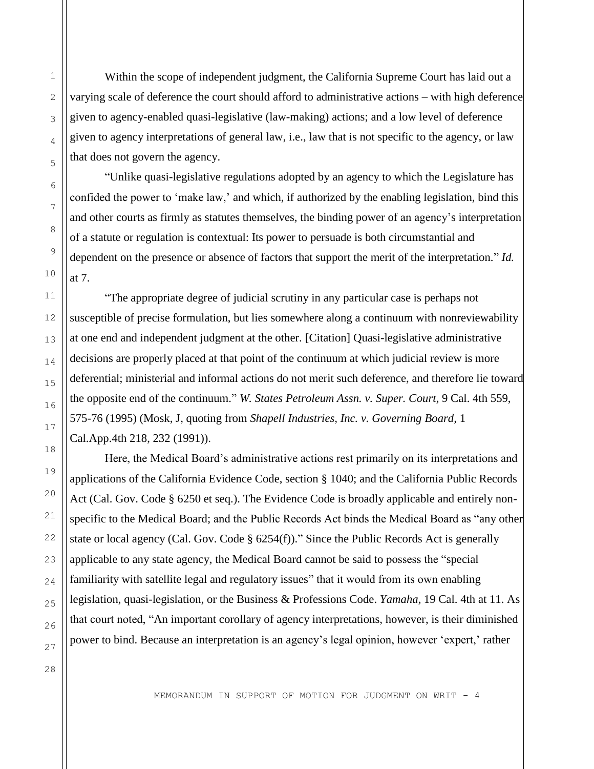Within the scope of independent judgment, the California Supreme Court has laid out a varying scale of deference the court should afford to administrative actions – with high deference given to agency-enabled quasi-legislative (law-making) actions; and a low level of deference given to agency interpretations of general law, i.e., law that is not specific to the agency, or law that does not govern the agency.

"Unlike quasi-legislative regulations adopted by an agency to which the Legislature has confided the power to 'make law,' and which, if authorized by the enabling legislation, bind this and other courts as firmly as statutes themselves, the binding power of an agency's interpretation of a statute or regulation is contextual: Its power to persuade is both circumstantial and dependent on the presence or absence of factors that support the merit of the interpretation." *Id.* at 7.

"The appropriate degree of judicial scrutiny in any particular case is perhaps not susceptible of precise formulation, but lies somewhere along a continuum with nonreviewability at one end and independent judgment at the other. [Citation] Quasi-legislative administrative decisions are properly placed at that point of the continuum at which judicial review is more deferential; ministerial and informal actions do not merit such deference, and therefore lie toward the opposite end of the continuum." *W. States Petroleum Assn. v. Super. Court,* 9 Cal. 4th 559, 575-76 (1995) (Mosk, J, quoting from *Shapell Industries, Inc. v. Governing Board,* 1 Cal.App.4th 218, 232 (1991)).

Here, the Medical Board's administrative actions rest primarily on its interpretations and applications of the California Evidence Code, section § 1040; and the California Public Records Act (Cal. Gov. Code § 6250 et seq.). The Evidence Code is broadly applicable and entirely non-specific to the Medical Board; and the Public Records Act binds the Medical Board as "any other state or local agency (Cal. Gov. Code § 6254(f))." Since the Public Records Act is generally applicable to any state agency, the Medical Board cannot be said to possess the "special familiarity with satellite legal and regulatory issues" that it would from its own enabling legislation, quasi-legislation, or the Business & Professions Code. *Yamaha,* 19 Cal. 4th at 11. As that court noted, "An important corollary of agency interpretations, however, is their diminished power to bind. Because an interpretation is an agency's legal opinion, however 'expert,' rather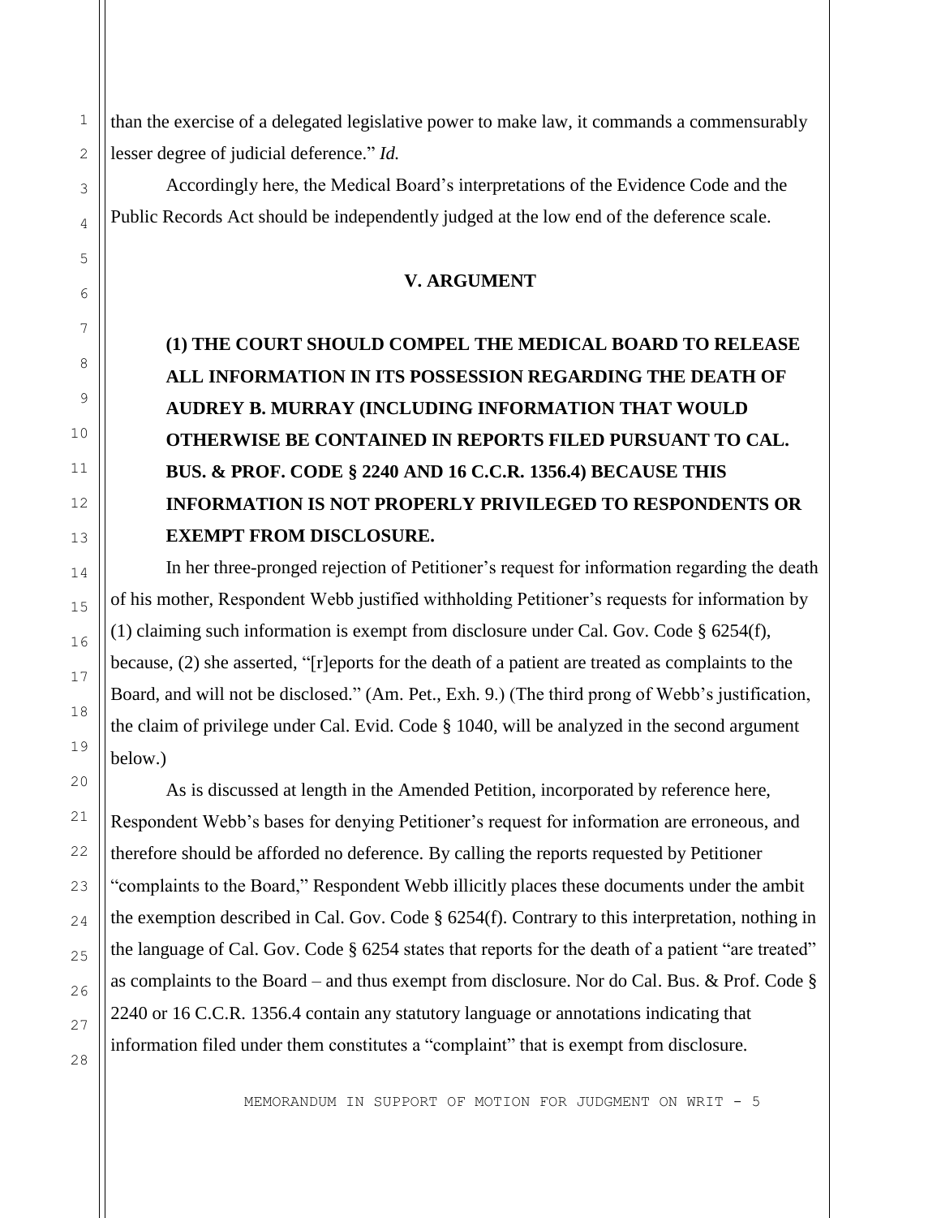than the exercise of a delegated legislative power to make law, it commands a commensurably lesser degree of judicial deference." *Id.*

Accordingly here, the Medical Board's interpretations of the Evidence Code and the Public Records Act should be independently judged at the low end of the deference scale.

## V. ARGUMENT

### (1) THE COURT SHOULD COMPEL THE MEDICAL BOARD TO RELEASE ALL INFORMATION IN ITS POSSESSION REGARDING THE DEATH OF AUDREY B. MURRAY (INCLUDING INFORMATION THAT WOULD OTHERWISE BE CONTAINED IN REPORTS FILED PURSUANT TO CAL. BUS. & PROF. CODE § 2240 AND 16 C.C.R. 1356.4) BECAUSE THIS INFORMATION IS NOT PROPERLY PRIVILEGED TO RESPONDENTS OR EXEMPT FROM DISCLOSURE.

In her three-pronged rejection of Petitioner's request for information regarding the death of his mother, Respondent Webb justified withholding Petitioner's requests for information by (1) claiming such information is exempt from disclosure under Cal. Gov. Code § 6254(f), because, (2) she asserted, "[r]eports for the death of a patient are treated as complaints to the Board, and will not be disclosed." (Am. Pet., Exh. 9.) (The third prong of Webb's justification, the claim of privilege under Cal. Evid. Code § 1040, will be analyzed in the second argument below.)

As is discussed at length in the Amended Petition, incorporated by reference here, Respondent Webb's bases for denying Petitioner's request for information are erroneous, and therefore should be afforded no deference. By calling the reports requested by Petitioner "complaints to the Board," Respondent Webb illicitly places these documents under the ambit the exemption described in Cal. Gov. Code § 6254(f). Contrary to this interpretation, nothing in the language of Cal. Gov. Code § 6254 states that reports for the death of a patient "are treated" as complaints to the Board – and thus exempt from disclosure. Nor do Cal. Bus. & Prof. Code § 2240 or 16 C.C.R. 1356.4 contain any statutory language or annotations indicating that information filed under them constitutes a "complaint" that is exempt from disclosure.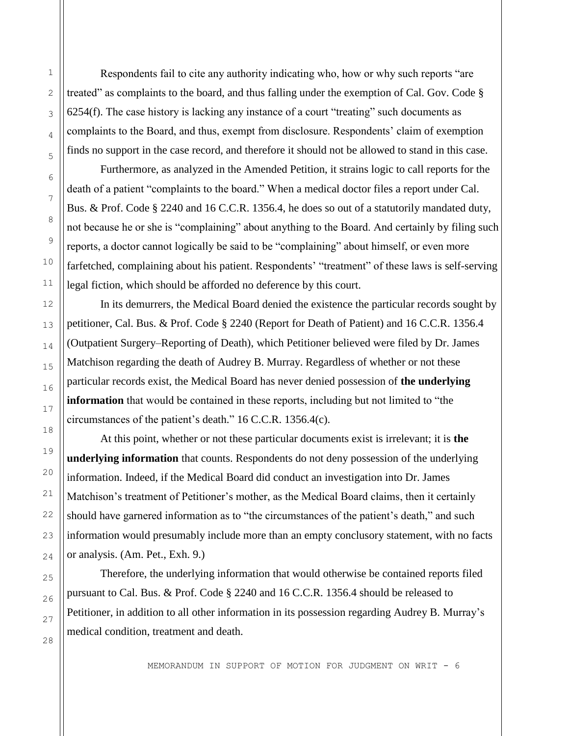Respondents fail to cite any authority indicating who, how or why such reports "are treated" as complaints to the board, and thus falling under the exemption of Cal. Gov. Code § 6254(f). The case history is lacking any instance of a court "treating" such documents as complaints to the Board, and thus, exempt from disclosure. Respondents' claim of exemption finds no support in the case record, and therefore it should not be allowed to stand in this case.

Furthermore, as analyzed in the Amended Petition, it strains logic to call reports for the death of a patient "complaints to the board." When a medical doctor files a report under Cal. Bus. & Prof. Code § 2240 and 16 C.C.R. 1356.4, he does so out of a statutorily mandated duty, not because he or she is "complaining" about anything to the Board. And certainly by filing such reports, a doctor cannot logically be said to be "complaining" about himself, or even more farfetched, complaining about his patient. Respondents' "treatment" of these laws is self-serving legal fiction, which should be afforded no deference by this court.

In its demurrers, the Medical Board denied the existence the particular records sought by petitioner, Cal. Bus. & Prof. Code § 2240 (Report for Death of Patient) and 16 C.C.R. 1356.4 (Outpatient Surgery–Reporting of Death), which Petitioner believed were filed by Dr. James Matchison regarding the death of Audrey B. Murray. Regardless of whether or not these particular records exist, the Medical Board has never denied possession of **the underlying information** that would be contained in these reports, including but not limited to "the circumstances of the patient's death." 16 C.C.R. 1356.4(c).

At this point, whether or not these particular documents exist is irrelevant; it is **the underlying information** that counts. Respondents do not deny possession of the underlying information. Indeed, if the Medical Board did conduct an investigation into Dr. James Matchison's treatment of Petitioner's mother, as the Medical Board claims, then it certainly should have garnered information as to "the circumstances of the patient's death," and such information would presumably include more than an empty conclusory statement, with no facts or analysis. (Am. Pet., Exh. 9.)

Therefore, the underlying information that would otherwise be contained reports filed pursuant to Cal. Bus. & Prof. Code § 2240 and 16 C.C.R. 1356.4 should be released to Petitioner, in addition to all other information in its possession regarding Audrey B. Murray's medical condition, treatment and death.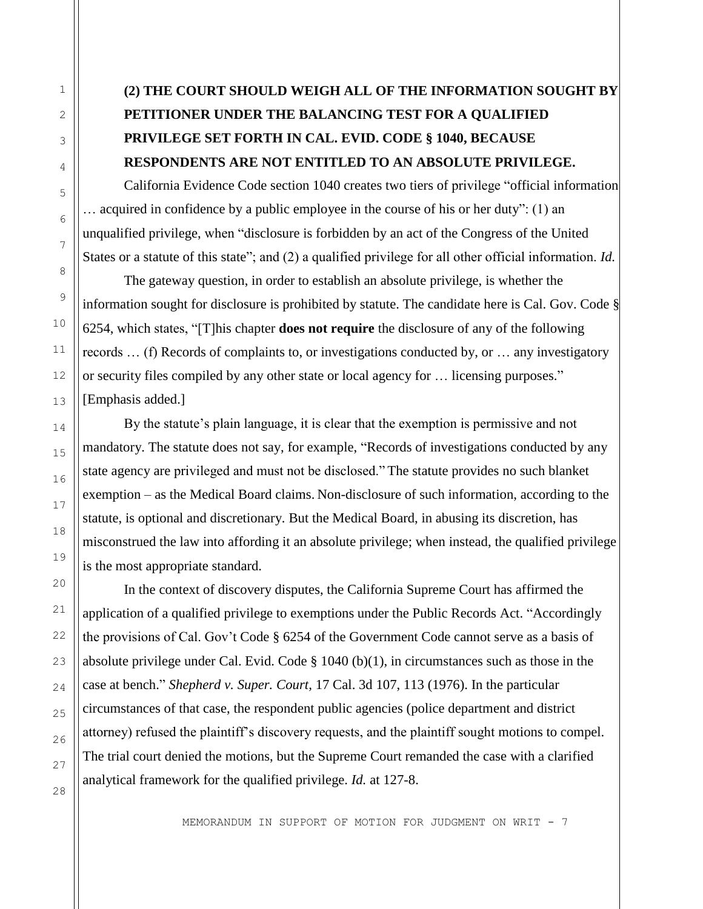**(2) THE COURT SHOULD WEIGH ALL OF THE INFORMATION SOUGHT BY PETITIONER UNDER THE BALANCING TEST FOR A QUALIFIED PRIVILEGE SET FORTH IN CAL. EVID. CODE § 1040, BECAUSE RESPONDENTS ARE NOT ENTITLED TO AN ABSOLUTE PRIVILEGE.**

California Evidence Code section 1040 creates two tiers of privilege "official information … acquired in confidence by a public employee in the course of his or her duty": (1) an unqualified privilege, when "disclosure is forbidden by an act of the Congress of the United States or a statute of this state"; and (2) a qualified privilege for all other official information. *Id.*

The gateway question, in order to establish an absolute privilege, is whether the information sought for disclosure is prohibited by statute. The candidate here is Cal. Gov. Code § 6254, which states, "[T]his chapter **does not require** the disclosure of any of the following records … (f) Records of complaints to, or investigations conducted by, or … any investigatory or security files compiled by any other state or local agency for … licensing purposes." [Emphasis added.]

By the statute's plain language, it is clear that the exemption is permissive and not mandatory. The statute does not say, for example, "Records of investigations conducted by any state agency are privileged and must not be disclosed." The statute provides no such blanket exemption – as the Medical Board claims. Non-disclosure of such information, according to the statute, is optional and discretionary. But the Medical Board, in abusing its discretion, has misconstrued the law into affording it an absolute privilege; when instead, the qualified privilege is the most appropriate standard.

In the context of discovery disputes, the California Supreme Court has affirmed the application of a qualified privilege to exemptions under the Public Records Act. "Accordingly the provisions of Cal. Gov't Code § 6254 of the Government Code cannot serve as a basis of absolute privilege under Cal. Evid. Code § 1040 (b)(1), in circumstances such as those in the case at bench." *Shepherd v. Super. Court,* 17 Cal. 3d 107, 113 (1976). In the particular circumstances of that case, the respondent public agencies (police department and district attorney) refused the plaintiff's discovery requests, and the plaintiff sought motions to compel. The trial court denied the motions, but the Supreme Court remanded the case with a clarified analytical framework for the qualified privilege. *Id.* at 127-8.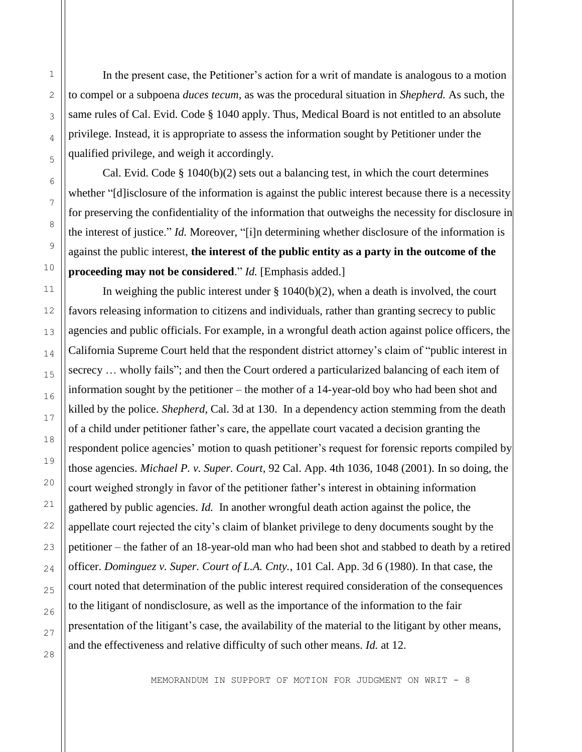In the present case, the Petitioner's action for a writ of mandate is analogous to a motion to compel or a subpoena *duces tecum,* as was the procedural situation in *Shepherd.* As such, the same rules of Cal. Evid. Code § 1040 apply. Thus, Medical Board is not entitled to an absolute privilege. Instead, it is appropriate to assess the information sought by Petitioner under the qualified privilege, and weigh it accordingly.

Cal. Evid. Code § 1040(b)(2) sets out a balancing test, in which the court determines whether "[d]isclosure of the information is against the public interest because there is a necessity for preserving the confidentiality of the information that outweighs the necessity for disclosure in the interest of justice." *Id.* Moreover, "[i]n determining whether disclosure of the information is against the public interest, **the interest of the public entity as a party in the outcome of the proceeding may not be considered**." *Id.* [Emphasis added.]

In weighing the public interest under § 1040(b)(2), when a death is involved, the court favors releasing information to citizens and individuals, rather than granting secrecy to public agencies and public officials. For example, in a wrongful death action against police officers, the California Supreme Court held that the respondent district attorney's claim of "public interest in secrecy … wholly fails"; and then the Court ordered a particularized balancing of each item of information sought by the petitioner – the mother of a 14-year-old boy who had been shot and killed by the police. *Shepherd,* Cal. 3d at 130. In a dependency action stemming from the death of a child under petitioner father's care, the appellate court vacated a decision granting the respondent police agencies' motion to quash petitioner's request for forensic reports compiled by those agencies. *Michael P. v. Super. Court,* 92 Cal. App. 4th 1036, 1048 (2001). In so doing, the court weighed strongly in favor of the petitioner father's interest in obtaining information gathered by public agencies. *Id.* In another wrongful death action against the police, the appellate court rejected the city's claim of blanket privilege to deny documents sought by the petitioner – the father of an 18-year-old man who had been shot and stabbed to death by a retired officer. *Dominguez v. Super. Court of L.A. Cnty.*, 101 Cal. App. 3d 6 (1980). In that case, the court noted that determination of the public interest required consideration of the consequences to the litigant of nondisclosure, as well as the importance of the information to the fair presentation of the litigant's case, the availability of the material to the litigant by other means, and the effectiveness and relative difficulty of such other means. *Id.* at 12.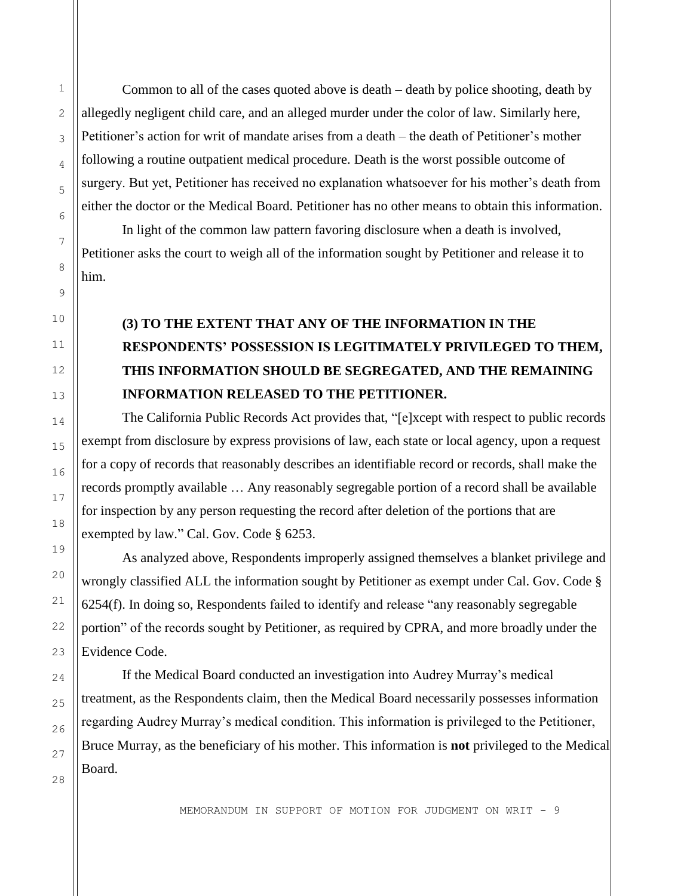Common to all of the cases quoted above is death – death by police shooting, death by allegedly negligent child care, and an alleged murder under the color of law. Similarly here, Petitioner's action for writ of mandate arises from a death – the death of Petitioner's mother following a routine outpatient medical procedure. Death is the worst possible outcome of surgery. But yet, Petitioner has received no explanation whatsoever for his mother's death from either the doctor or the Medical Board. Petitioner has no other means to obtain this information.

In light of the common law pattern favoring disclosure when a death is involved, Petitioner asks the court to weigh all of the information sought by Petitioner and release it to him.

**(3) TO THE EXTENT THAT ANY OF THE INFORMATION IN THE RESPONDENTS' POSSESSION IS LEGITIMATELY PRIVILEGED TO THEM, THIS INFORMATION SHOULD BE SEGREGATED, AND THE REMAINING INFORMATION RELEASED TO THE PETITIONER.**

The California Public Records Act provides that, "[e]xcept with respect to public records exempt from disclosure by express provisions of law, each state or local agency, upon a request for a copy of records that reasonably describes an identifiable record or records, shall make the records promptly available … Any reasonably segregable portion of a record shall be available for inspection by any person requesting the record after deletion of the portions that are exempted by law." Cal. Gov. Code § 6253.

As analyzed above, Respondents improperly assigned themselves a blanket privilege and wrongly classified ALL the information sought by Petitioner as exempt under Cal. Gov. Code § 6254(f). In doing so, Respondents failed to identify and release "any reasonably segregable portion" of the records sought by Petitioner, as required by CPRA, and more broadly under the Evidence Code.

If the Medical Board conducted an investigation into Audrey Murray's medical treatment, as the Respondents claim, then the Medical Board necessarily possesses information regarding Audrey Murray's medical condition. This information is privileged to the Petitioner, Bruce Murray, as the beneficiary of his mother. This information is **not** privileged to the Medical Board.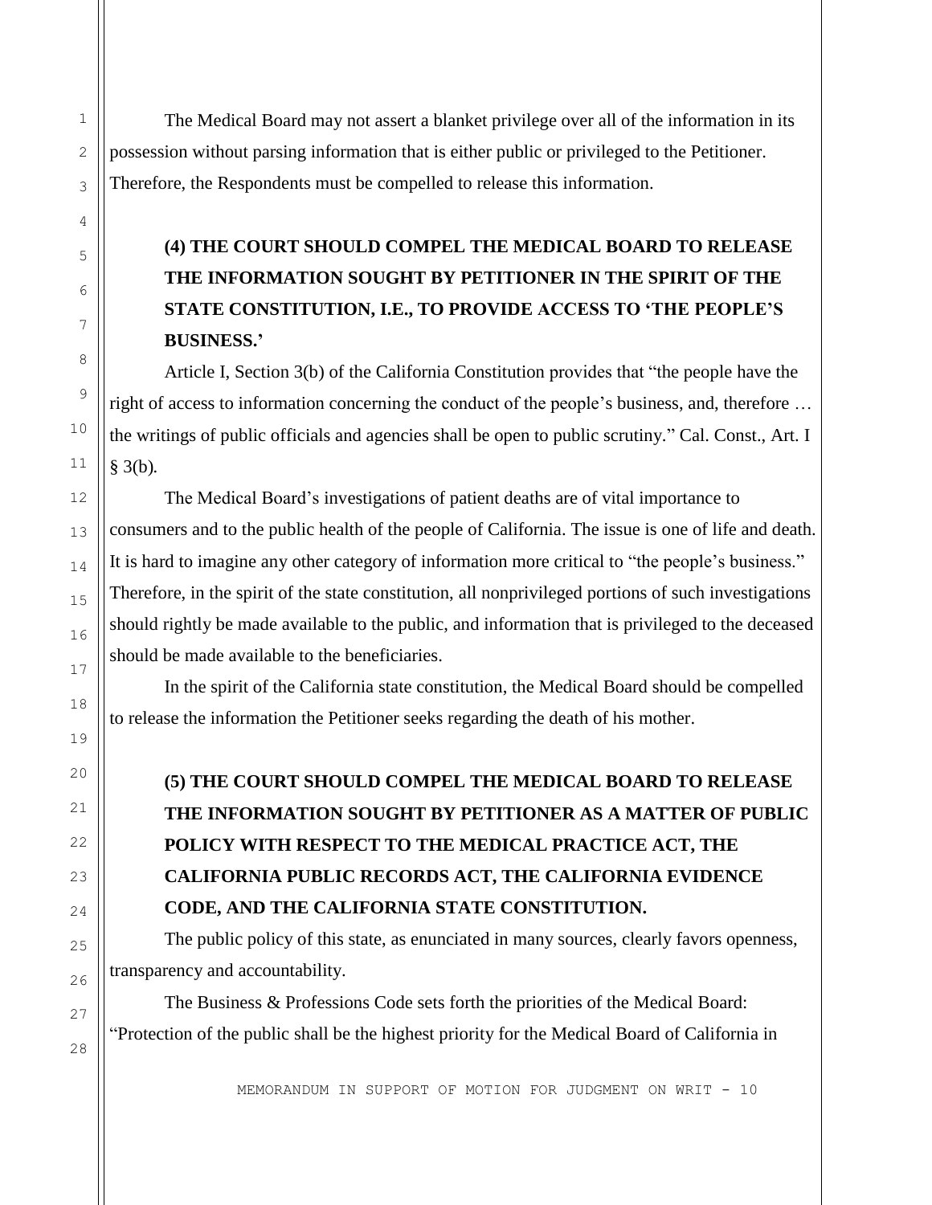The Medical Board may not assert a blanket privilege over all of the information in its possession without parsing information that is either public or privileged to the Petitioner. Therefore, the Respondents must be compelled to release this information.

**(4) THE COURT SHOULD COMPEL THE MEDICAL BOARD TO RELEASE THE INFORMATION SOUGHT BY PETITIONER IN THE SPIRIT OF THE STATE CONSTITUTION, I.E., TO PROVIDE ACCESS TO 'THE PEOPLE'S BUSINESS.'**

Article I, Section 3(b) of the California Constitution provides that "the people have the right of access to information concerning the conduct of the people's business, and, therefore … the writings of public officials and agencies shall be open to public scrutiny." Cal. Const., Art. I § 3(b).

The Medical Board's investigations of patient deaths are of vital importance to consumers and to the public health of the people of California. The issue is one of life and death. It is hard to imagine any other category of information more critical to "the people's business." Therefore, in the spirit of the state constitution, all nonprivileged portions of such investigations should rightly be made available to the public, and information that is privileged to the deceased should be made available to the beneficiaries.

In the spirit of the California state constitution, the Medical Board should be compelled to release the information the Petitioner seeks regarding the death of his mother.

**(5) THE COURT SHOULD COMPEL THE MEDICAL BOARD TO RELEASE THE INFORMATION SOUGHT BY PETITIONER AS A MATTER OF PUBLIC POLICY WITH RESPECT TO THE MEDICAL PRACTICE ACT, THE CALIFORNIA PUBLIC RECORDS ACT, THE CALIFORNIA EVIDENCE CODE, AND THE CALIFORNIA STATE CONSTITUTION.**

The public policy of this state, as enunciated in many sources, clearly favors openness, transparency and accountability.

The Business & Professions Code sets forth the priorities of the Medical Board: "Protection of the public shall be the highest priority for the Medical Board of California in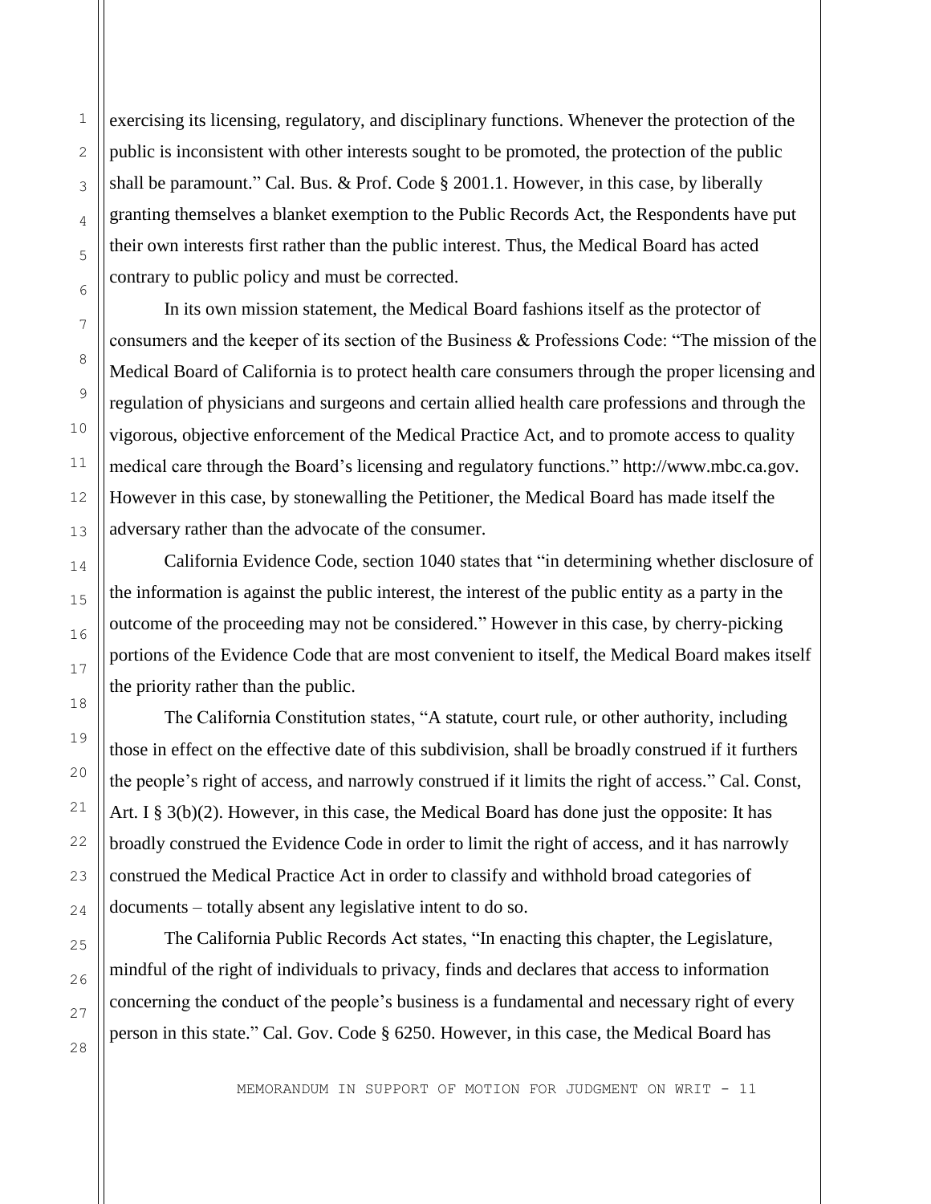exercising its licensing, regulatory, and disciplinary functions. Whenever the protection of the public is inconsistent with other interests sought to be promoted, the protection of the public shall be paramount." Cal. Bus. & Prof. Code § 2001.1. However, in this case, by liberally granting themselves a blanket exemption to the Public Records Act, the Respondents have put their own interests first rather than the public interest. Thus, the Medical Board has acted contrary to public policy and must be corrected.

In its own mission statement, the Medical Board fashions itself as the protector of consumers and the keeper of its section of the Business & Professions Code: "The mission of the Medical Board of California is to protect health care consumers through the proper licensing and regulation of physicians and surgeons and certain allied health care professions and through the vigorous, objective enforcement of the Medical Practice Act, and to promote access to quality medical care through the Board's licensing and regulatory functions." http://www.mbc.ca.gov. However in this case, by stonewalling the Petitioner, the Medical Board has made itself the adversary rather than the advocate of the consumer.

California Evidence Code, section 1040 states that "in determining whether disclosure of the information is against the public interest, the interest of the public entity as a party in the outcome of the proceeding may not be considered." However in this case, by cherry-picking portions of the Evidence Code that are most convenient to itself, the Medical Board makes itself the priority rather than the public.

The California Constitution states, "A statute, court rule, or other authority, including those in effect on the effective date of this subdivision, shall be broadly construed if it furthers the people's right of access, and narrowly construed if it limits the right of access." Cal. Const, Art. I § 3(b)(2). However, in this case, the Medical Board has done just the opposite: It has broadly construed the Evidence Code in order to limit the right of access, and it has narrowly construed the Medical Practice Act in order to classify and withhold broad categories of documents – totally absent any legislative intent to do so.

The California Public Records Act states, "In enacting this chapter, the Legislature, mindful of the right of individuals to privacy, finds and declares that access to information concerning the conduct of the people's business is a fundamental and necessary right of every person in this state." Cal. Gov. Code § 6250. However, in this case, the Medical Board has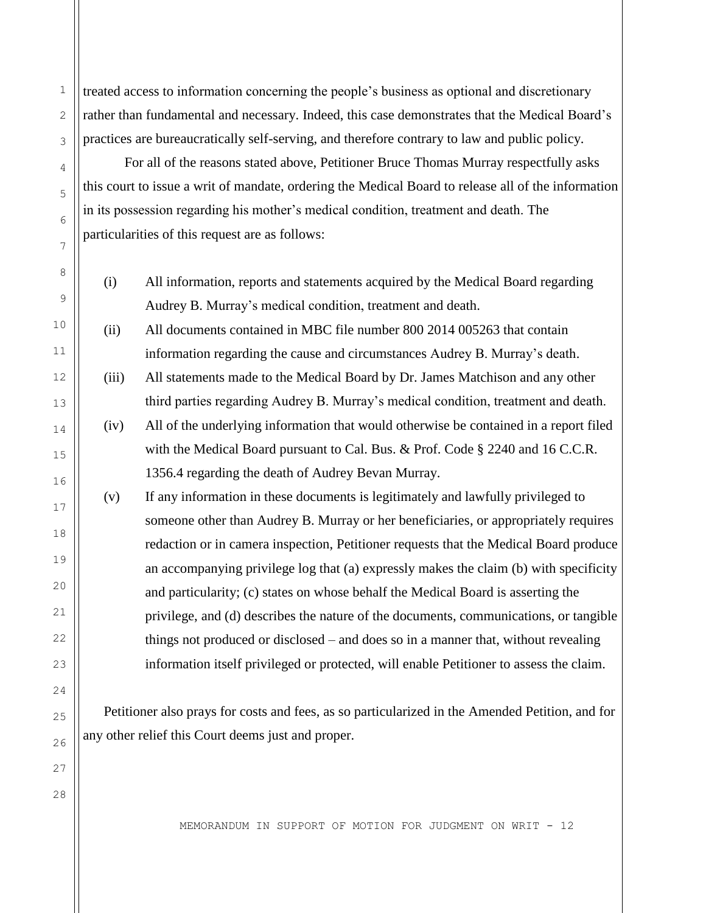treated access to information concerning the people's business as optional and discretionary rather than fundamental and necessary. Indeed, this case demonstrates that the Medical Board's practices are bureaucratically self-serving, and therefore contrary to law and public policy.

For all of the reasons stated above, Petitioner Bruce Thomas Murray respectfully asks this court to issue a writ of mandate, ordering the Medical Board to release all of the information in its possession regarding his mother's medical condition, treatment and death. The particularities of this request are as follows:

(i) All information, reports and statements acquired by the Medical Board regarding Audrey B. Murray's medical condition, treatment and death.

(ii) All documents contained in MBC file number 800 2014 005263 that contain information regarding the cause and circumstances Audrey B. Murray's death.

(iii) All statements made to the Medical Board by Dr. James Matchison and any other third parties regarding Audrey B. Murray's medical condition, treatment and death.

(iv) All of the underlying information that would otherwise be contained in a report filed with the Medical Board pursuant to Cal. Bus. & Prof. Code § 2240 and 16 C.C.R. 1356.4 regarding the death of Audrey Bevan Murray.

(v) If any information in these documents is legitimately and lawfully privileged to someone other than Audrey B. Murray or her beneficiaries, or appropriately requires redaction or in camera inspection, Petitioner requests that the Medical Board produce an accompanying privilege log that (a) expressly makes the claim (b) with specificity and particularity; (c) states on whose behalf the Medical Board is asserting the privilege, and (d) describes the nature of the documents, communications, or tangible things not produced or disclosed – and does so in a manner that, without revealing information itself privileged or protected, will enable Petitioner to assess the claim.

Petitioner also prays for costs and fees, as so particularized in the Amended Petition, and for any other relief this Court deems just and proper.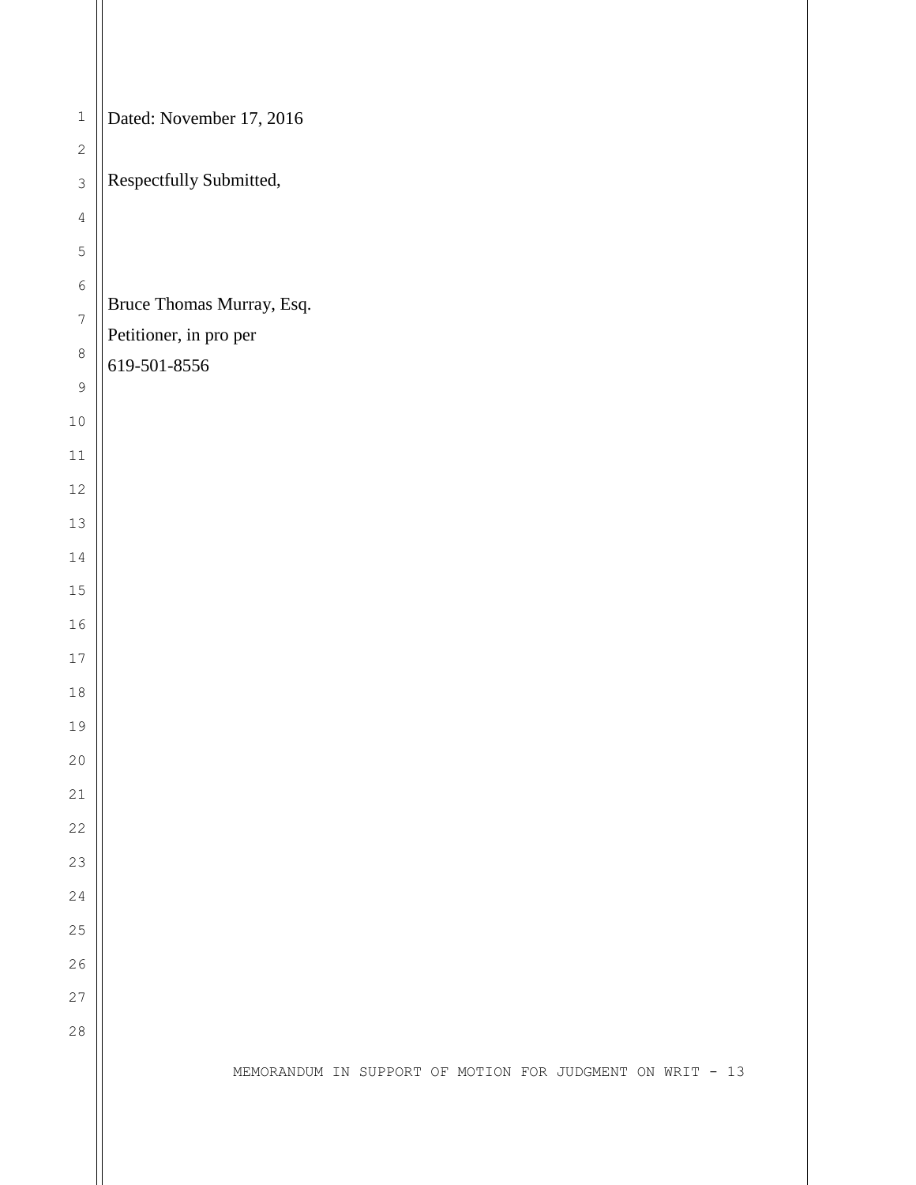Dated: November 17, 2016

Respectfully Submitted,

Bruce Thomas Murray, Esq.
Petitioner, in pro per
619-501-8556